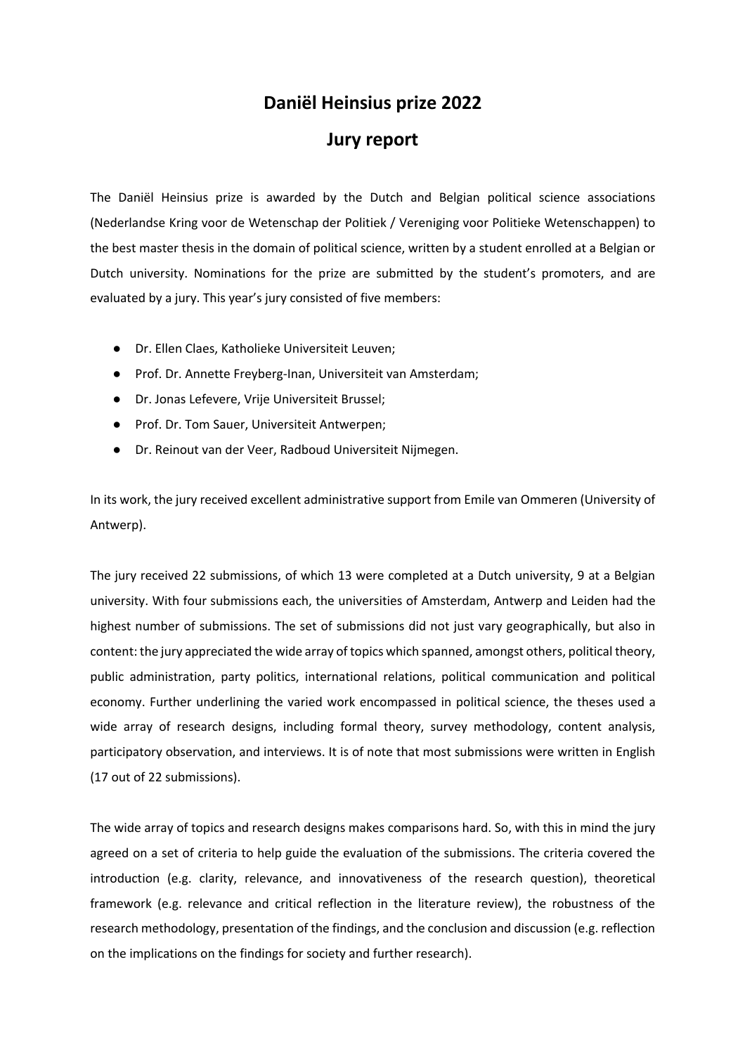# Daniël Heinsius prize 2022

## Jury report

The Daniël Heinsius prize is awarded by the Dutch and Belgian political science associations (Nederlandse Kring voor de Wetenschap der Politiek / Vereniging voor Politieke Wetenschappen) to the best master thesis in the domain of political science, written by a student enrolled at a Belgian or Dutch university. Nominations for the prize are submitted by the student's promoters, and are evaluated by a jury. This year's jury consisted of five members:

- Dr. Ellen Claes, Katholieke Universiteit Leuven;
- Prof. Dr. Annette Freyberg-Inan, Universiteit van Amsterdam;
- Dr. Jonas Lefevere, Vrije Universiteit Brussel;
- Prof. Dr. Tom Sauer, Universiteit Antwerpen;
- Dr. Reinout van der Veer, Radboud Universiteit Nijmegen.

In its work, the jury received excellent administrative support from Emile van Ommeren (University of Antwerp).

The jury received 22 submissions, of which 13 were completed at a Dutch university, 9 at a Belgian university. With four submissions each, the universities of Amsterdam, Antwerp and Leiden had the highest number of submissions. The set of submissions did not just vary geographically, but also in content: the jury appreciated the wide array of topics which spanned, amongst others, political theory, public administration, party politics, international relations, political communication and political economy. Further underlining the varied work encompassed in political science, the theses used a wide array of research designs, including formal theory, survey methodology, content analysis, participatory observation, and interviews. It is of note that most submissions were written in English (17 out of 22 submissions).

The wide array of topics and research designs makes comparisons hard. So, with this in mind the jury agreed on a set of criteria to help guide the evaluation of the submissions. The criteria covered the introduction (e.g. clarity, relevance, and innovativeness of the research question), theoretical framework (e.g. relevance and critical reflection in the literature review), the robustness of the research methodology, presentation of the findings, and the conclusion and discussion (e.g. reflection on the implications on the findings for society and further research).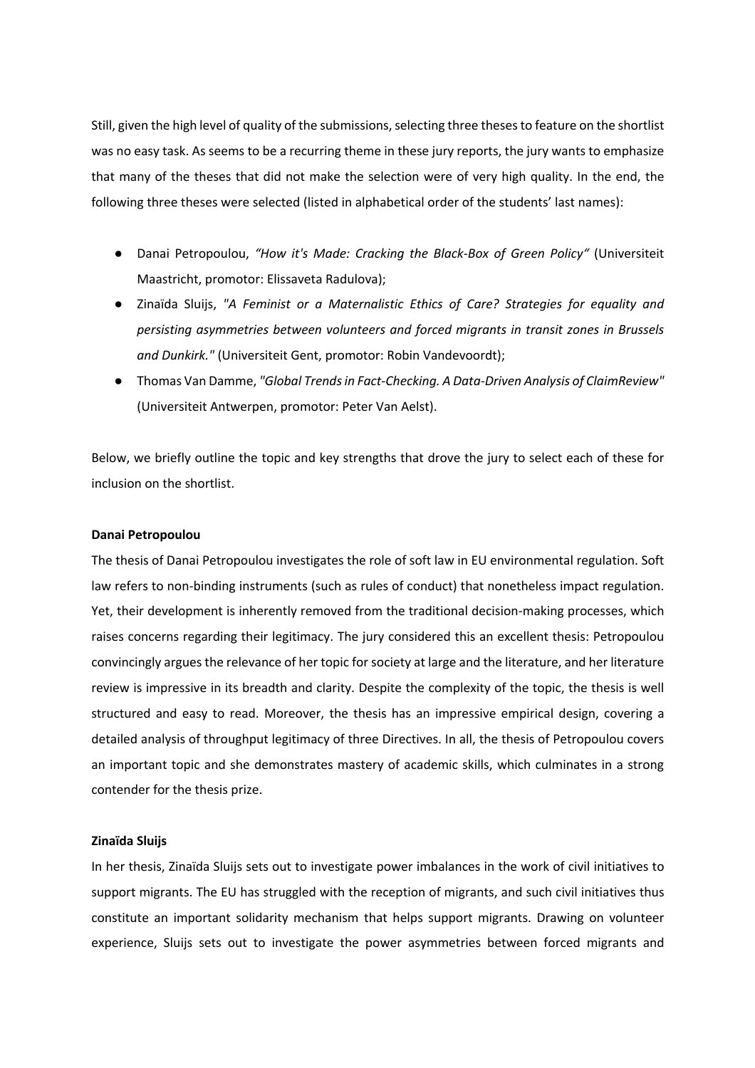Still, given the high level of quality of the submissions, selecting three theses to feature on the shortlist was no easy task. As seems to be a recurring theme in these jury reports, the jury wants to emphasize that many of the theses that did not make the selection were of very high quality. In the end, the following three theses were selected (listed in alphabetical order of the students' last names):

- Danai Petropoulou, *"How it's Made: Cracking the Black-Box of Green Policy"* (Universiteit Maastricht, promotor: Elissaveta Radulova);
- Zinaïda Sluijs, *"A Feminist or a Maternalistic Ethics of Care? Strategies for equality and persisting asymmetries between volunteers and forced migrants in transit zones in Brussels and Dunkirk."* (Universiteit Gent, promotor: Robin Vandevoordt);
- Thomas Van Damme, *"Global Trends in Fact-Checking. A Data-Driven Analysis of ClaimReview"* (Universiteit Antwerpen, promotor: Peter Van Aelst).

Below, we briefly outline the topic and key strengths that drove the jury to select each of these for inclusion on the shortlist.

**Danai Petropoulou**

The thesis of Danai Petropoulou investigates the role of soft law in EU environmental regulation. Soft law refers to non-binding instruments (such as rules of conduct) that nonetheless impact regulation. Yet, their development is inherently removed from the traditional decision-making processes, which raises concerns regarding their legitimacy. The jury considered this an excellent thesis: Petropoulou convincingly argues the relevance of her topic for society at large and the literature, and her literature review is impressive in its breadth and clarity. Despite the complexity of the topic, the thesis is well structured and easy to read. Moreover, the thesis has an impressive empirical design, covering a detailed analysis of throughput legitimacy of three Directives. In all, the thesis of Petropoulou covers an important topic and she demonstrates mastery of academic skills, which culminates in a strong contender for the thesis prize.

**Zinaïda Sluijs**

In her thesis, Zinaïda Sluijs sets out to investigate power imbalances in the work of civil initiatives to support migrants. The EU has struggled with the reception of migrants, and such civil initiatives thus constitute an important solidarity mechanism that helps support migrants. Drawing on volunteer experience, Sluijs sets out to investigate the power asymmetries between forced migrants and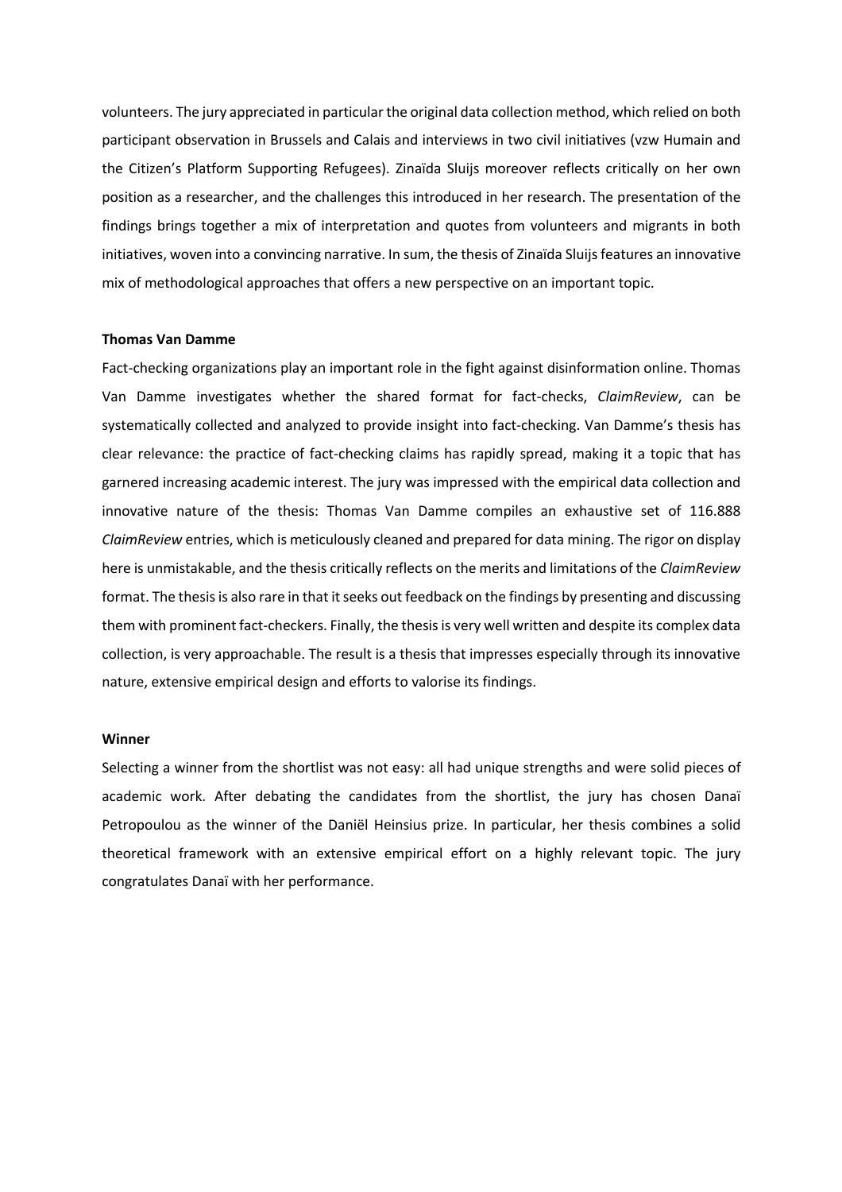volunteers. The jury appreciated in particular the original data collection method, which relied on both participant observation in Brussels and Calais and interviews in two civil initiatives (vzw Humain and the Citizen's Platform Supporting Refugees). Zinaïda Sluijs moreover reflects critically on her own position as a researcher, and the challenges this introduced in her research. The presentation of the findings brings together a mix of interpretation and quotes from volunteers and migrants in both initiatives, woven into a convincing narrative. In sum, the thesis of Zinaïda Sluijs features an innovative mix of methodological approaches that offers a new perspective on an important topic.

**Thomas Van Damme**

Fact-checking organizations play an important role in the fight against disinformation online. Thomas Van Damme investigates whether the shared format for fact-checks, *ClaimReview*, can be systematically collected and analyzed to provide insight into fact-checking. Van Damme's thesis has clear relevance: the practice of fact-checking claims has rapidly spread, making it a topic that has garnered increasing academic interest. The jury was impressed with the empirical data collection and innovative nature of the thesis: Thomas Van Damme compiles an exhaustive set of 116.888 *ClaimReview* entries, which is meticulously cleaned and prepared for data mining. The rigor on display here is unmistakable, and the thesis critically reflects on the merits and limitations of the *ClaimReview* format. The thesis is also rare in that it seeks out feedback on the findings by presenting and discussing them with prominent fact-checkers. Finally, the thesis is very well written and despite its complex data collection, is very approachable. The result is a thesis that impresses especially through its innovative nature, extensive empirical design and efforts to valorise its findings.

**Winner**

Selecting a winner from the shortlist was not easy: all had unique strengths and were solid pieces of academic work. After debating the candidates from the shortlist, the jury has chosen Danaï Petropoulou as the winner of the Daniël Heinsius prize. In particular, her thesis combines a solid theoretical framework with an extensive empirical effort on a highly relevant topic. The jury congratulates Danaï with her performance.